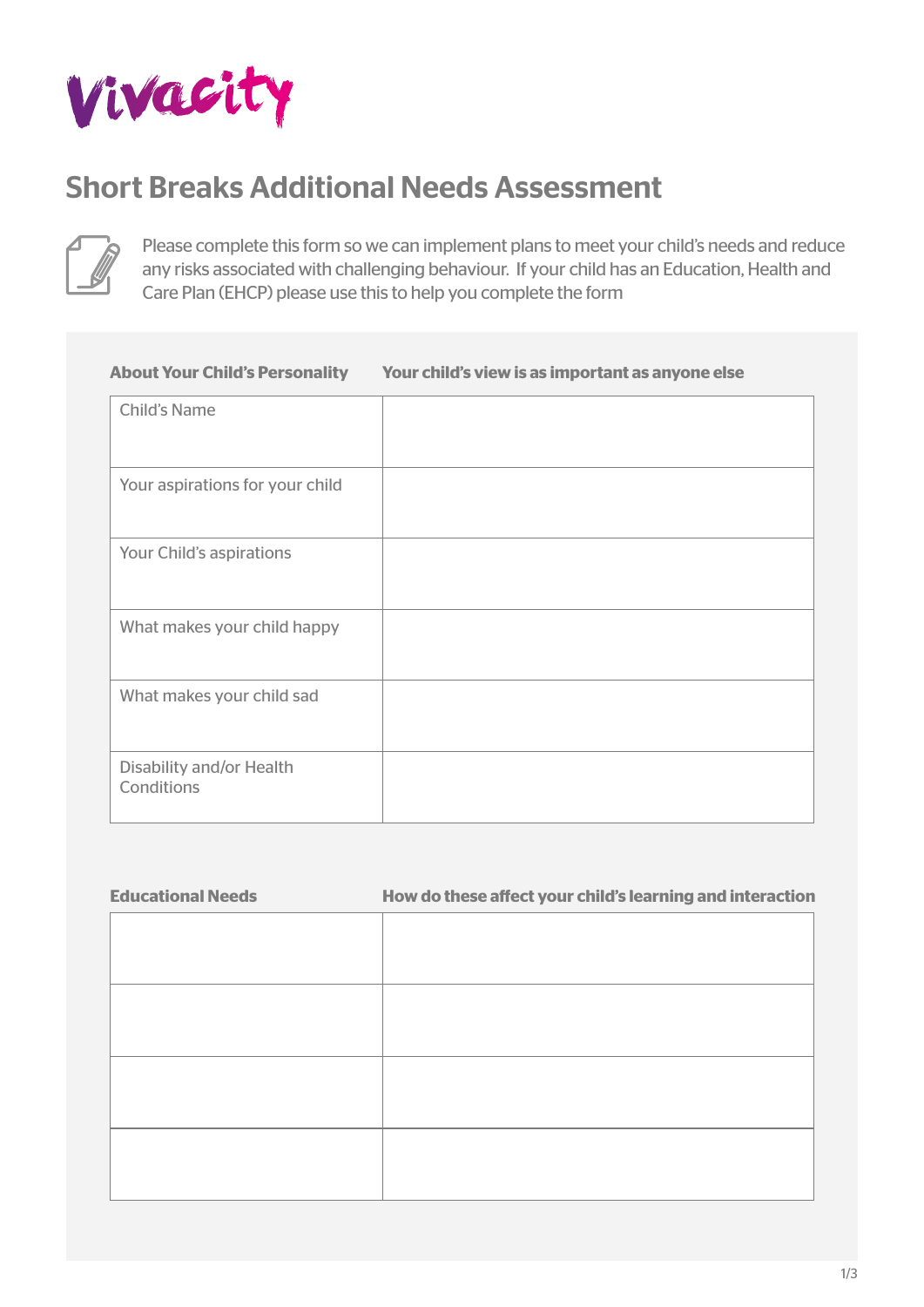Vivacity

# Short Breaks Additional Needs Assessment

Please complete this form so we can implement plans to meet your child's needs and reduce any risks associated with challenging behaviour. If your child has an Education, Health and Care Plan (EHCP) please use this to help you complete the form

| About Your Child's Personality | Your child's view is as important as anyone else |
|---|---|
| Child's Name | |
| Your aspirations for your child | |
| Your Child's aspirations | |
| What makes your child happy | |
| What makes your child sad | |
| Disability and/or Health Conditions | |

| Educational Needs | How do these affect your child's learning and interaction |
|---|---|
| | |
| | |
| | |
| | |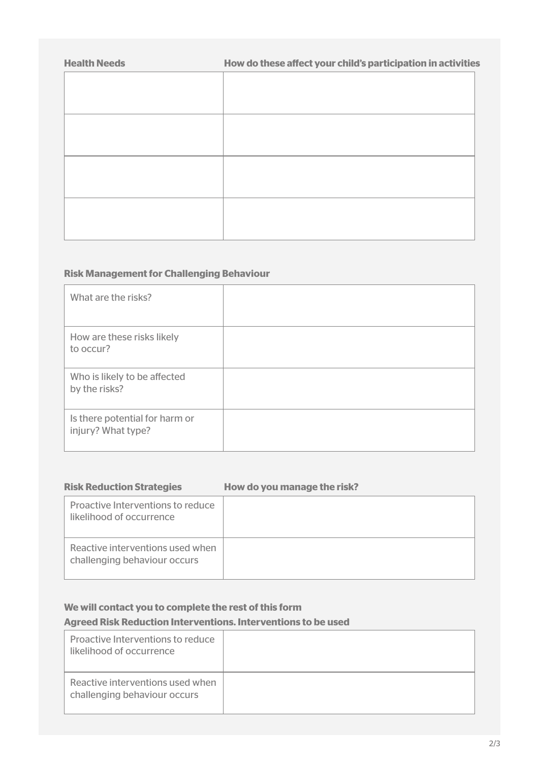| Health Needs | How do these affect your child's participation in activities |
|---|---|
| | |
| | |
| | |
| | |

**Risk Management for Challenging Behaviour**

| | |
|---|---|
| What are the risks? | |
| How are these risks likely to occur? | |
| Who is likely to be affected by the risks? | |
| Is there potential for harm or injury? What type? | |

| Risk Reduction Strategies | How do you manage the risk? |
|---|---|
| Proactive Interventions to reduce likelihood of occurrence | |
| Reactive interventions used when challenging behaviour occurs | |

**We will contact you to complete the rest of this form**

**Agreed Risk Reduction Interventions. Interventions to be used**

| | |
|---|---|
| Proactive Interventions to reduce likelihood of occurrence | |
| Reactive interventions used when challenging behaviour occurs | |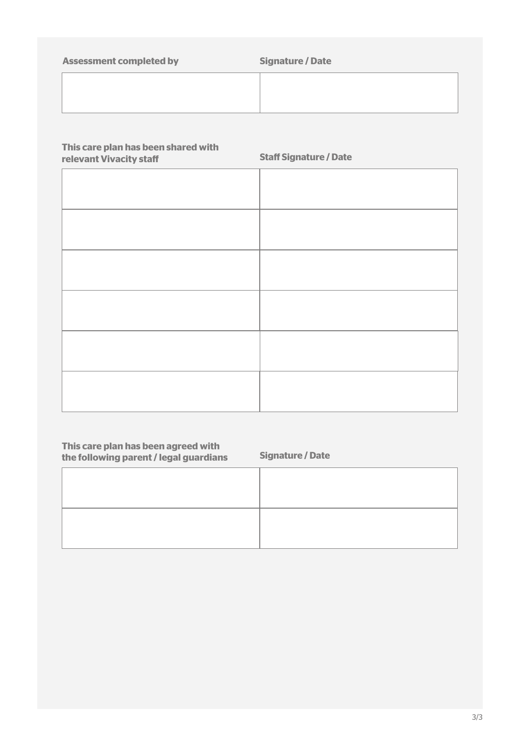| Assessment completed by | Signature / Date |
| --- | --- |
| | |

| This care plan has been shared with relevant Vivacity staff | Staff Signature / Date |
| --- | --- |
| | |
| | |
| | |
| | |
| | |
| | |

| This care plan has been agreed with the following parent / legal guardians | Signature / Date |
| --- | --- |
| | |
| | |